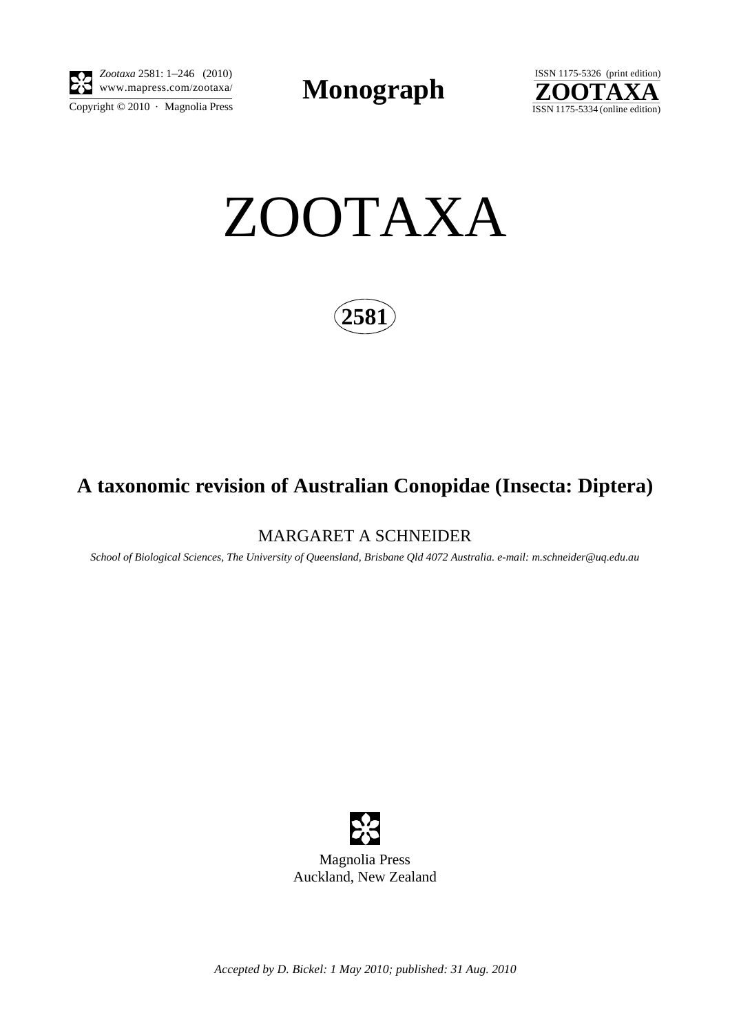*Zootaxa* 2581: 1–246 (2010)
www.mapress.com/zootaxa/
Copyright © 2010 · Magnolia Press

**Monograph**

ISSN 1175-5326 (print edition)
**ZOOTAXA**
ISSN 1175-5334 (online edition)

# ZOOTAXA

**2581**

## A taxonomic revision of Australian Conopidae (Insecta: Diptera)

MARGARET A SCHNEIDER

*School of Biological Sciences, The University of Queensland, Brisbane Qld 4072 Australia. e-mail: m.schneider@uq.edu.au*

Magnolia Press
Auckland, New Zealand

*Accepted by D. Bickel: 1 May 2010; published: 31 Aug. 2010*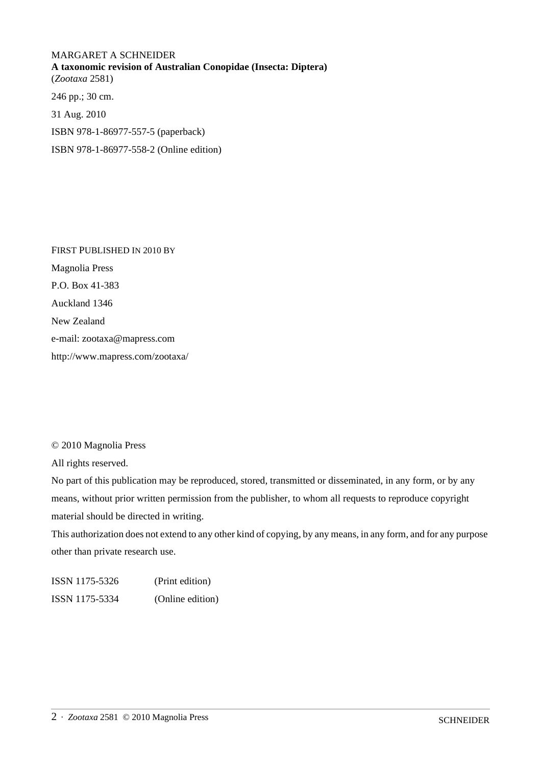MARGARET A SCHNEIDER

**A taxonomic revision of Australian Conopidae (Insecta: Diptera)**

(*Zootaxa* 2581)

246 pp.; 30 cm.

31 Aug. 2010

ISBN 978-1-86977-557-5 (paperback)

ISBN 978-1-86977-558-2 (Online edition)

FIRST PUBLISHED IN 2010 BY

Magnolia Press

P.O. Box 41-383

Auckland 1346

New Zealand

e-mail: zootaxa@mapress.com

http://www.mapress.com/zootaxa/

© 2010 Magnolia Press

All rights reserved.

No part of this publication may be reproduced, stored, transmitted or disseminated, in any form, or by any means, without prior written permission from the publisher, to whom all requests to reproduce copyright material should be directed in writing.

This authorization does not extend to any other kind of copying, by any means, in any form, and for any purpose other than private research use.

ISSN 1175-5326 (Print edition)

ISSN 1175-5334 (Online edition)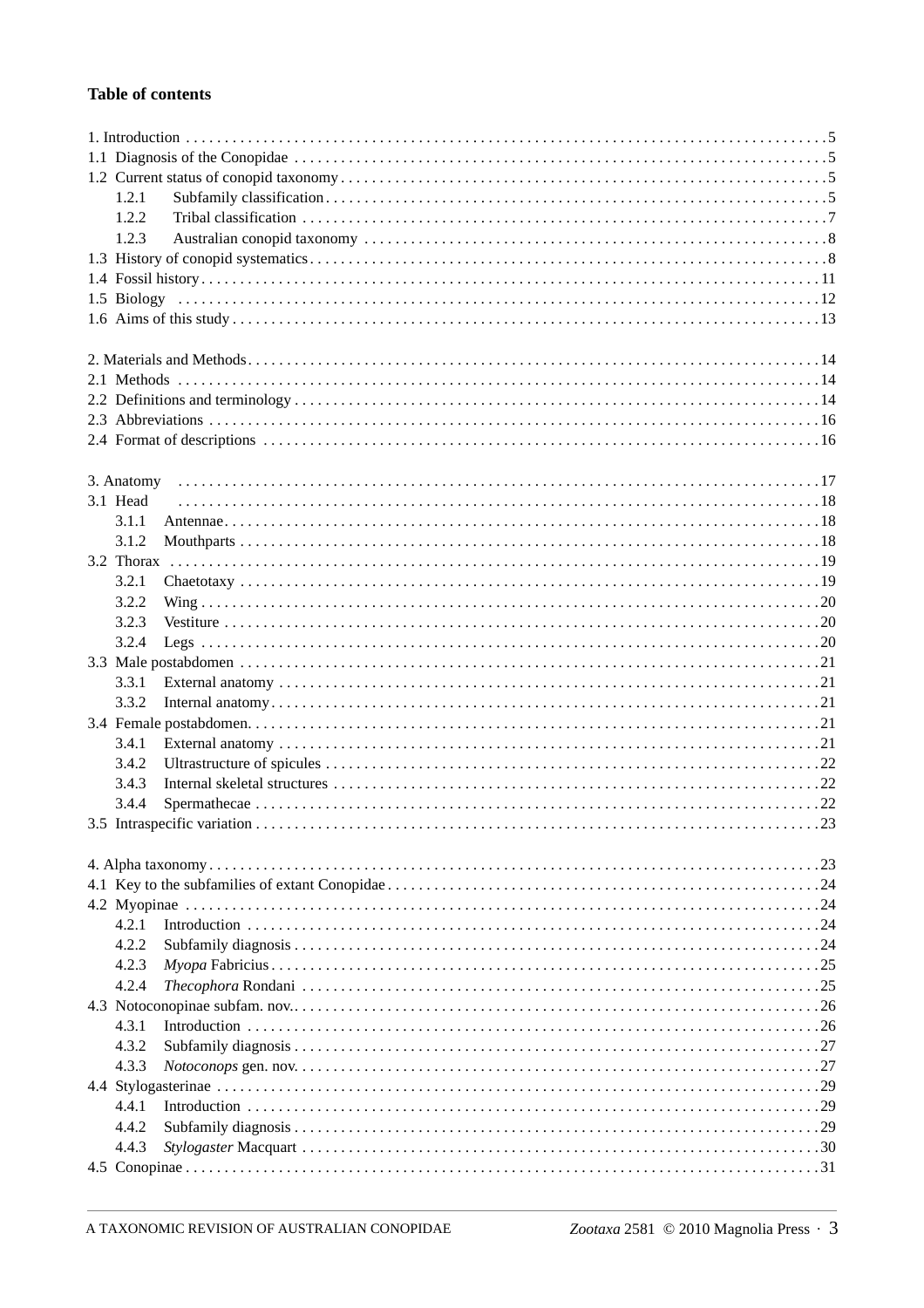**Table of contents**

1. Introduction ... 5
1.1 Diagnosis of the Conopidae ... 5
1.2 Current status of conopid taxonomy ... 5
  1.2.1 Subfamily classification ... 5
  1.2.2 Tribal classification ... 7
  1.2.3 Australian conopid taxonomy ... 8
1.3 History of conopid systematics ... 8
1.4 Fossil history ... 11
1.5 Biology ... 12
1.6 Aims of this study ... 13

2. Materials and Methods ... 14
2.1 Methods ... 14
2.2 Definitions and terminology ... 14
2.3 Abbreviations ... 16
2.4 Format of descriptions ... 16

3. Anatomy ... 17
3.1 Head ... 18
  3.1.1 Antennae ... 18
  3.1.2 Mouthparts ... 18
3.2 Thorax ... 19
  3.2.1 Chaetotaxy ... 19
  3.2.2 Wing ... 20
  3.2.3 Vestiture ... 20
  3.2.4 Legs ... 20
3.3 Male postabdomen ... 21
  3.3.1 External anatomy ... 21
  3.3.2 Internal anatomy ... 21
3.4 Female postabdomen ... 21
  3.4.1 External anatomy ... 21
  3.4.2 Ultrastructure of spicules ... 22
  3.4.3 Internal skeletal structures ... 22
  3.4.4 Spermathecae ... 22
3.5 Intraspecific variation ... 23

4. Alpha taxonomy ... 23
4.1 Key to the subfamilies of extant Conopidae ... 24
4.2 Myopinae ... 24
  4.2.1 Introduction ... 24
  4.2.2 Subfamily diagnosis ... 24
  4.2.3 *Myopa* Fabricius ... 25
  4.2.4 *Thecophora* Rondani ... 25
4.3 Notoconopinae subfam. nov. ... 26
  4.3.1 Introduction ... 26
  4.3.2 Subfamily diagnosis ... 27
  4.3.3 *Notoconops* gen. nov. ... 27
4.4 Stylogasterinae ... 29
  4.4.1 Introduction ... 29
  4.4.2 Subfamily diagnosis ... 29
  4.4.3 *Stylogaster* Macquart ... 30
4.5 Conopinae ... 31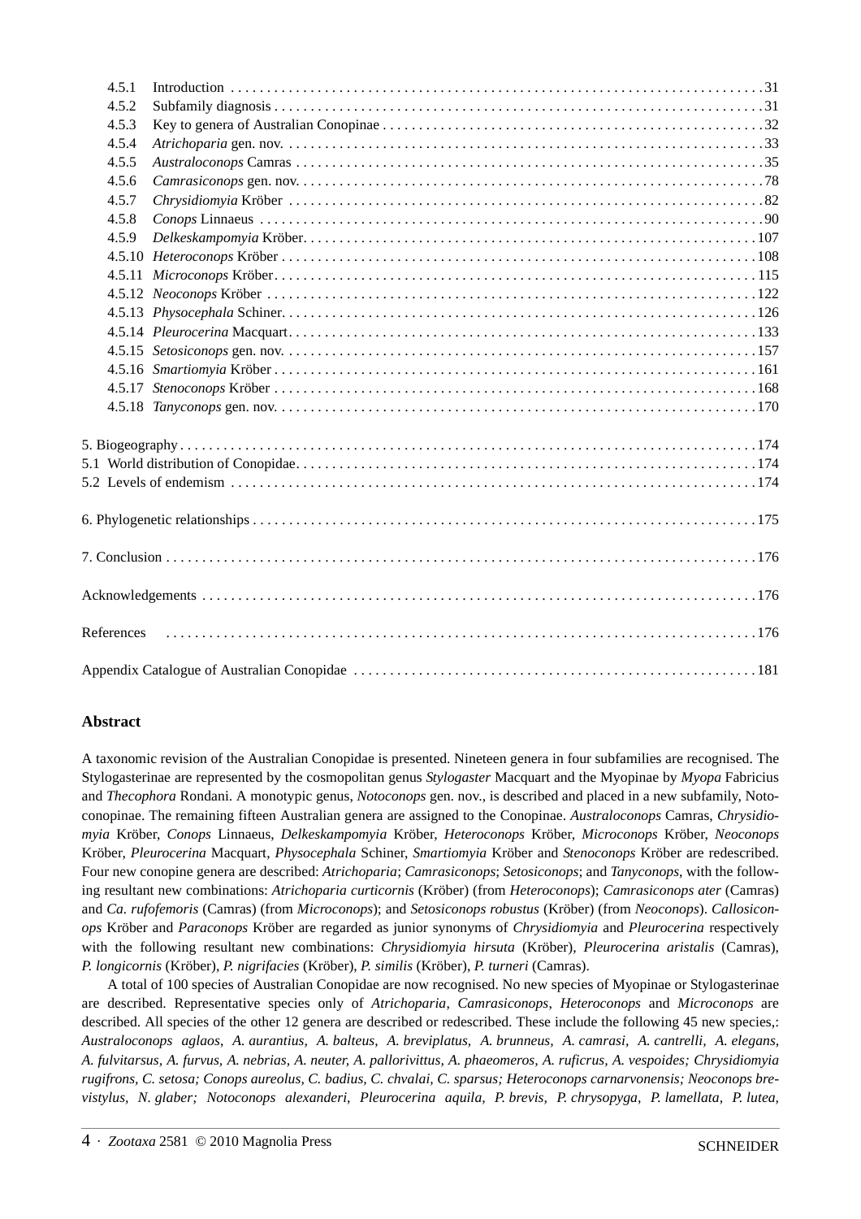4.5.1 Introduction .......................................................................................31
4.5.2 Subfamily diagnosis .................................................................................31
4.5.3 Key to genera of Australian Conopinae .....................................................32
4.5.4 *Atrichoparia* gen. nov. ..........................................................................33
4.5.5 *Australoconops* Camras .........................................................................35
4.5.6 *Camrasiconops* gen. nov. .......................................................................78
4.5.7 *Chrysidiomyia* Kröber ............................................................................82
4.5.8 *Conops* Linnaeus ....................................................................................90
4.5.9 *Delkeskampomyia* Kröber.......................................................................107
4.5.10 *Heteroconops* Kröber ...........................................................................108
4.5.11 *Microconops* Kröber..............................................................................115
4.5.12 *Neoconops* Kröber ...............................................................................122
4.5.13 *Physocephala* Schiner...........................................................................126
4.5.14 *Pleurocerina* Macquart..........................................................................133
4.5.15 *Setosiconops* gen. nov. ........................................................................157
4.5.16 *Smartiomyia* Kröber ..............................................................................161
4.5.17 *Stenoconops* Kröber .............................................................................168
4.5.18 *Tanyconops* gen. nov. ...........................................................................170

5. Biogeography .............................................................................................174
5.1 World distribution of Conopidae.................................................................174
5.2 Levels of endemism ....................................................................................174

6. Phylogenetic relationships ........................................................................175

7. Conclusion ..................................................................................................176

Acknowledgements .......................................................................................176

References ....................................................................................................176

Appendix Catalogue of Australian Conopidae ............................................181

## Abstract

A taxonomic revision of the Australian Conopidae is presented. Nineteen genera in four subfamilies are recognised. The Stylogasterinae are represented by the cosmopolitan genus *Stylogaster* Macquart and the Myopinae by *Myopa* Fabricius and *Thecophora* Rondani. A monotypic genus, *Notoconops* gen. nov., is described and placed in a new subfamily, Notoconopinae. The remaining fifteen Australian genera are assigned to the Conopinae. *Australoconops* Camras, *Chrysidiomyia* Kröber, *Conops* Linnaeus, *Delkeskampomyia* Kröber, *Heteroconops* Kröber, *Microconops* Kröber, *Neoconops* Kröber, *Pleurocerina* Macquart, *Physocephala* Schiner, *Smartiomyia* Kröber and *Stenoconops* Kröber are redescribed. Four new conopine genera are described: *Atrichoparia*; *Camrasiconops*; *Setosiconops*; and *Tanyconops*, with the following resultant new combinations: *Atrichoparia curticornis* (Kröber) (from *Heteroconops*); *Camrasiconops ater* (Camras) and *Ca. rufofemoris* (Camras) (from *Microconops*); and *Setosiconops robustus* (Kröber) (from *Neoconops*). *Callosiconops* Kröber and *Paraconops* Kröber are regarded as junior synonyms of *Chrysidiomyia* and *Pleurocerina* respectively with the following resultant new combinations: *Chrysidiomyia hirsuta* (Kröber), *Pleurocerina aristalis* (Camras), *P. longicornis* (Kröber), *P. nigrifacies* (Kröber), *P. similis* (Kröber), *P. turneri* (Camras).

A total of 100 species of Australian Conopidae are now recognised. No new species of Myopinae or Stylogasterinae are described. Representative species only of *Atrichoparia*, *Camrasiconops*, *Heteroconops* and *Microconops* are described. All species of the other 12 genera are described or redescribed. These include the following 45 new species,: *Australoconops aglaos, A. aurantius, A. balteus, A. breviplatus, A. brunneus, A. camrasi, A. cantrelli, A. elegans, A. fulvitarsus, A. furvus, A. nebrias, A. neuter, A. pallorivittus, A. phaeomeros, A. ruficrus, A. vespoides; Chrysidiomyia rugifrons, C. setosa; Conops aureolus, C. badius, C. chvalai, C. sparsus; Heteroconops carnarvonensis; Neoconops brevistylus, N. glaber; Notoconops alexanderi, Pleurocerina aquila, P. brevis, P. chrysopyga, P. lamellata, P. lutea,*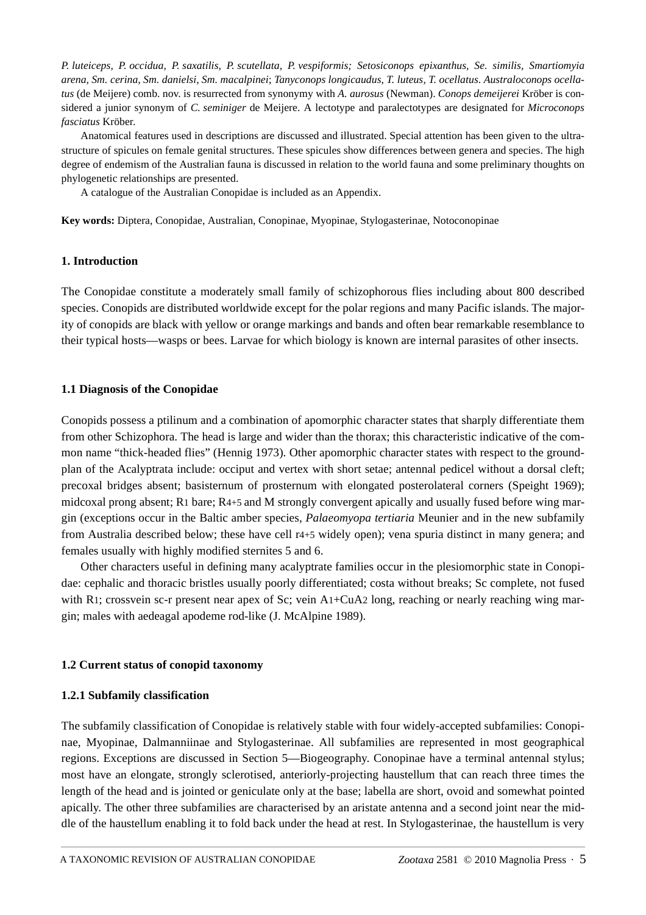*P. luteiceps, P. occidua, P. saxatilis, P. scutellata, P. vespiformis; Setosiconops epixanthus, Se. similis, Smartiomyia arena, Sm. cerina, Sm. danielsi, Sm. macalpinei*; *Tanyconops longicaudus, T. luteus, T. ocellatus*. *Australoconops ocellatus* (de Meijere) comb. nov. is resurrected from synonymy with *A. aurosus* (Newman). *Conops demeijerei* Kröber is considered a junior synonym of *C. seminiger* de Meijere. A lectotype and paralectotypes are designated for *Microconops fasciatus* Kröber.

Anatomical features used in descriptions are discussed and illustrated. Special attention has been given to the ultrastructure of spicules on female genital structures. These spicules show differences between genera and species. The high degree of endemism of the Australian fauna is discussed in relation to the world fauna and some preliminary thoughts on phylogenetic relationships are presented.

A catalogue of the Australian Conopidae is included as an Appendix.

**Key words:** Diptera, Conopidae, Australian, Conopinae, Myopinae, Stylogasterinae, Notoconopinae

## 1. Introduction

The Conopidae constitute a moderately small family of schizophorous flies including about 800 described species. Conopids are distributed worldwide except for the polar regions and many Pacific islands. The majority of conopids are black with yellow or orange markings and bands and often bear remarkable resemblance to their typical hosts—wasps or bees. Larvae for which biology is known are internal parasites of other insects.

### 1.1 Diagnosis of the Conopidae

Conopids possess a ptilinum and a combination of apomorphic character states that sharply differentiate them from other Schizophora. The head is large and wider than the thorax; this characteristic indicative of the common name "thick-headed flies" (Hennig 1973). Other apomorphic character states with respect to the groundplan of the Acalyptrata include: occiput and vertex with short setae; antennal pedicel without a dorsal cleft; precoxal bridges absent; basisternum of prosternum with elongated posterolateral corners (Speight 1969); midcoxal prong absent; $R_1$ bare; $R_{4+5}$ and M strongly convergent apically and usually fused before wing margin (exceptions occur in the Baltic amber species, *Palaeomyopa tertiaria* Meunier and in the new subfamily from Australia described below; these have cell $r_{4+5}$ widely open); vena spuria distinct in many genera; and females usually with highly modified sternites 5 and 6.

Other characters useful in defining many acalyptrate families occur in the plesiomorphic state in Conopidae: cephalic and thoracic bristles usually poorly differentiated; costa without breaks; Sc complete, not fused with $R_1$; crossvein sc-r present near apex of Sc; vein $A_1$+$CuA_2$ long, reaching or nearly reaching wing margin; males with aedeagal apodeme rod-like (J. McAlpine 1989).

### 1.2 Current status of conopid taxonomy

#### 1.2.1 Subfamily classification

The subfamily classification of Conopidae is relatively stable with four widely-accepted subfamilies: Conopinae, Myopinae, Dalmanniinae and Stylogasterinae. All subfamilies are represented in most geographical regions. Exceptions are discussed in Section 5—Biogeography. Conopinae have a terminal antennal stylus; most have an elongate, strongly sclerotised, anteriorly-projecting haustellum that can reach three times the length of the head and is jointed or geniculate only at the base; labella are short, ovoid and somewhat pointed apically. The other three subfamilies are characterised by an aristate antenna and a second joint near the middle of the haustellum enabling it to fold back under the head at rest. In Stylogasterinae, the haustellum is very